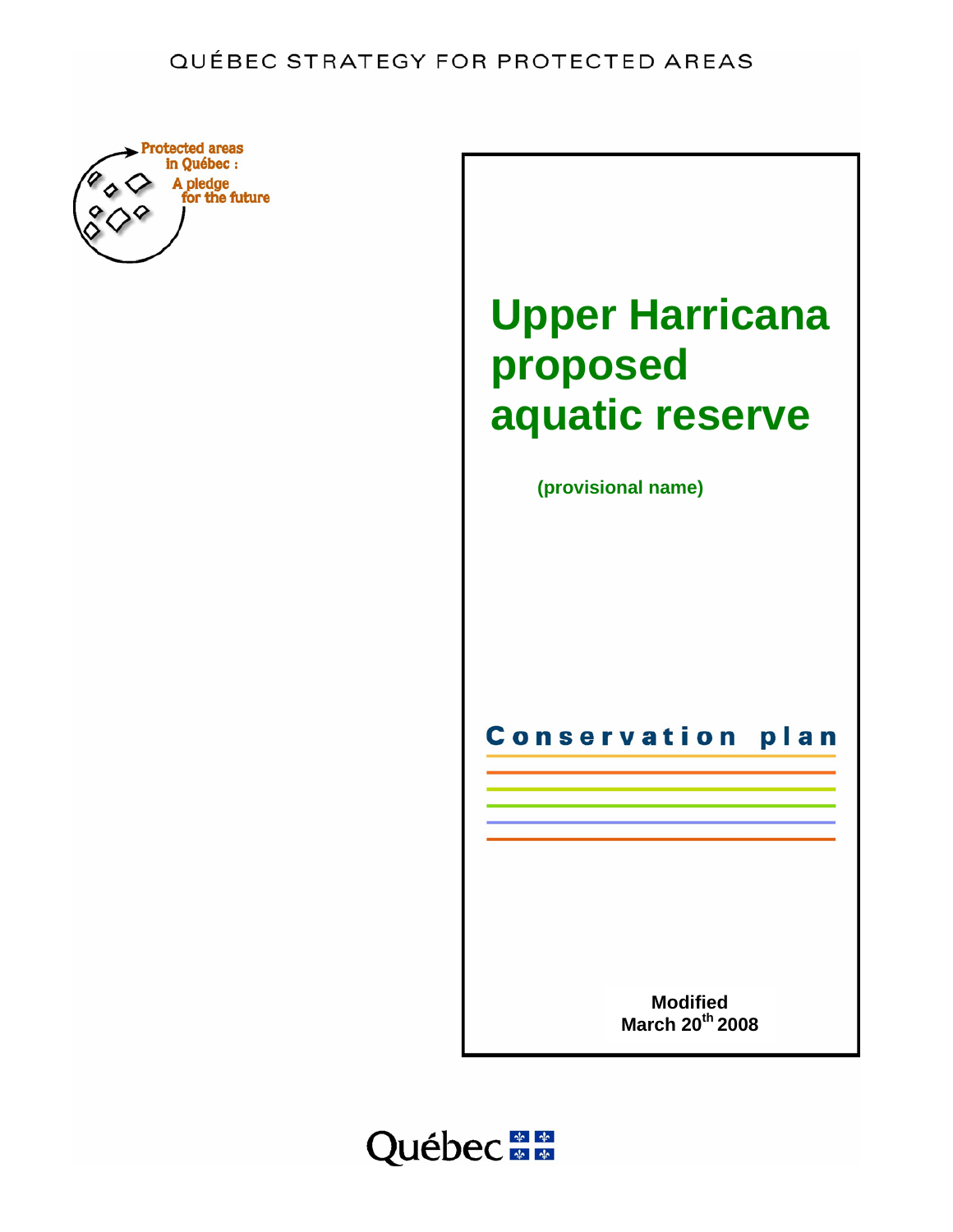QUÉBEC STRATEGY FOR PROTECTED AREAS

Protected areas in Québec : A pledge for the future

# Upper Harricana proposed aquatic reserve

**(provisional name)**

## Conservation plan

**Modified**
**March 20th 2008**

Québec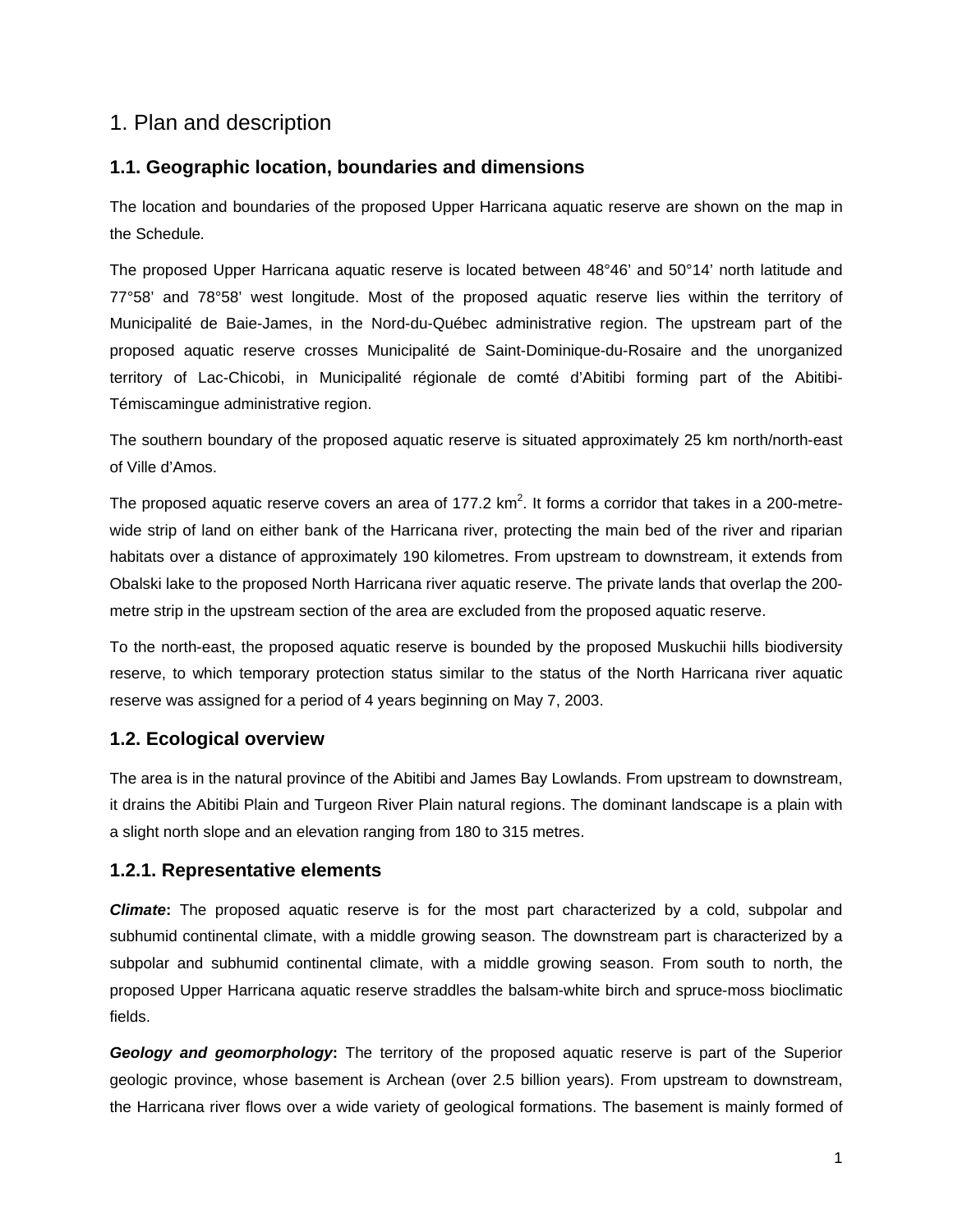# 1. Plan and description

## 1.1. Geographic location, boundaries and dimensions

The location and boundaries of the proposed Upper Harricana aquatic reserve are shown on the map in the Schedule.

The proposed Upper Harricana aquatic reserve is located between 48°46’ and 50°14’ north latitude and 77°58’ and 78°58’ west longitude. Most of the proposed aquatic reserve lies within the territory of Municipalité de Baie-James, in the Nord-du-Québec administrative region. The upstream part of the proposed aquatic reserve crosses Municipalité de Saint-Dominique-du-Rosaire and the unorganized territory of Lac-Chicobi, in Municipalité régionale de comté d’Abitibi forming part of the Abitibi-Témiscamingue administrative region.

The southern boundary of the proposed aquatic reserve is situated approximately 25 km north/north-east of Ville d’Amos.

The proposed aquatic reserve covers an area of 177.2 $km^2$. It forms a corridor that takes in a 200-metre-wide strip of land on either bank of the Harricana river, protecting the main bed of the river and riparian habitats over a distance of approximately 190 kilometres. From upstream to downstream, it extends from Obalski lake to the proposed North Harricana river aquatic reserve. The private lands that overlap the 200-metre strip in the upstream section of the area are excluded from the proposed aquatic reserve.

To the north-east, the proposed aquatic reserve is bounded by the proposed Muskuchii hills biodiversity reserve, to which temporary protection status similar to the status of the North Harricana river aquatic reserve was assigned for a period of 4 years beginning on May 7, 2003.

## 1.2. Ecological overview

The area is in the natural province of the Abitibi and James Bay Lowlands. From upstream to downstream, it drains the Abitibi Plain and Turgeon River Plain natural regions. The dominant landscape is a plain with a slight north slope and an elevation ranging from 180 to 315 metres.

### 1.2.1. Representative elements

***Climate*:** The proposed aquatic reserve is for the most part characterized by a cold, subpolar and subhumid continental climate, with a middle growing season. The downstream part is characterized by a subpolar and subhumid continental climate, with a middle growing season. From south to north, the proposed Upper Harricana aquatic reserve straddles the balsam-white birch and spruce-moss bioclimatic fields.

***Geology and geomorphology*:** The territory of the proposed aquatic reserve is part of the Superior geologic province, whose basement is Archean (over 2.5 billion years). From upstream to downstream, the Harricana river flows over a wide variety of geological formations. The basement is mainly formed of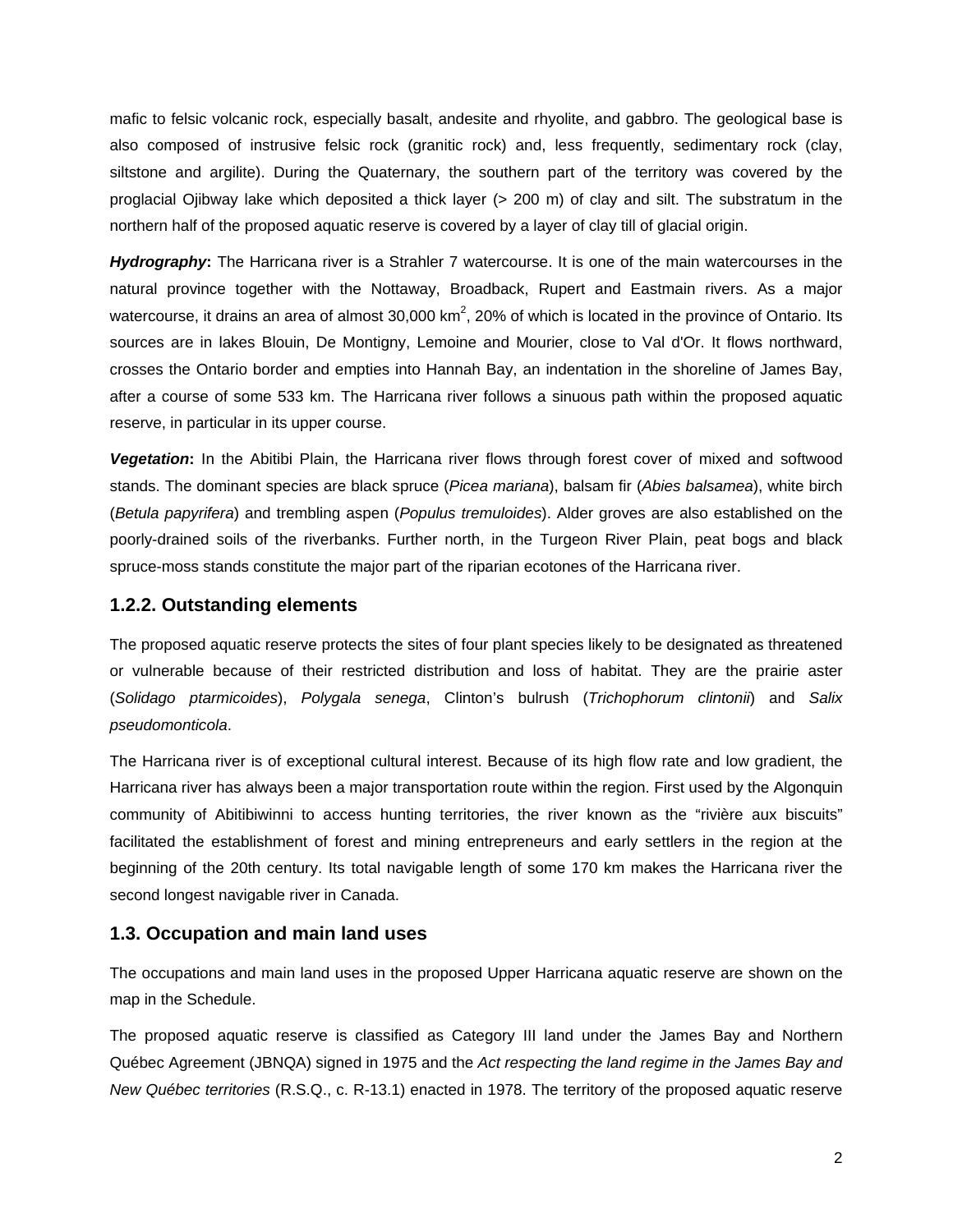mafic to felsic volcanic rock, especially basalt, andesite and rhyolite, and gabbro. The geological base is also composed of instrusive felsic rock (granitic rock) and, less frequently, sedimentary rock (clay, siltstone and argilite). During the Quaternary, the southern part of the territory was covered by the proglacial Ojibway lake which deposited a thick layer (> 200 m) of clay and silt. The substratum in the northern half of the proposed aquatic reserve is covered by a layer of clay till of glacial origin.

***Hydrography*:** The Harricana river is a Strahler 7 watercourse. It is one of the main watercourses in the natural province together with the Nottaway, Broadback, Rupert and Eastmain rivers. As a major watercourse, it drains an area of almost 30,000 km$^2$, 20% of which is located in the province of Ontario. Its sources are in lakes Blouin, De Montigny, Lemoine and Mourier, close to Val d'Or. It flows northward, crosses the Ontario border and empties into Hannah Bay, an indentation in the shoreline of James Bay, after a course of some 533 km. The Harricana river follows a sinuous path within the proposed aquatic reserve, in particular in its upper course.

***Vegetation*:** In the Abitibi Plain, the Harricana river flows through forest cover of mixed and softwood stands. The dominant species are black spruce (*Picea mariana*), balsam fir (*Abies balsamea*), white birch (*Betula papyrifera*) and trembling aspen (*Populus tremuloides*). Alder groves are also established on the poorly-drained soils of the riverbanks. Further north, in the Turgeon River Plain, peat bogs and black spruce-moss stands constitute the major part of the riparian ecotones of the Harricana river.

### 1.2.2. Outstanding elements

The proposed aquatic reserve protects the sites of four plant species likely to be designated as threatened or vulnerable because of their restricted distribution and loss of habitat. They are the prairie aster (*Solidago ptarmicoides*), *Polygala senega*, Clinton's bulrush (*Trichophorum clintonii*) and *Salix pseudomonticola*.

The Harricana river is of exceptional cultural interest. Because of its high flow rate and low gradient, the Harricana river has always been a major transportation route within the region. First used by the Algonquin community of Abitibiwinni to access hunting territories, the river known as the "rivière aux biscuits" facilitated the establishment of forest and mining entrepreneurs and early settlers in the region at the beginning of the 20th century. Its total navigable length of some 170 km makes the Harricana river the second longest navigable river in Canada.

## 1.3. Occupation and main land uses

The occupations and main land uses in the proposed Upper Harricana aquatic reserve are shown on the map in the Schedule.

The proposed aquatic reserve is classified as Category III land under the James Bay and Northern Québec Agreement (JBNQA) signed in 1975 and the *Act respecting the land regime in the James Bay and New Québec territories* (R.S.Q., c. R-13.1) enacted in 1978. The territory of the proposed aquatic reserve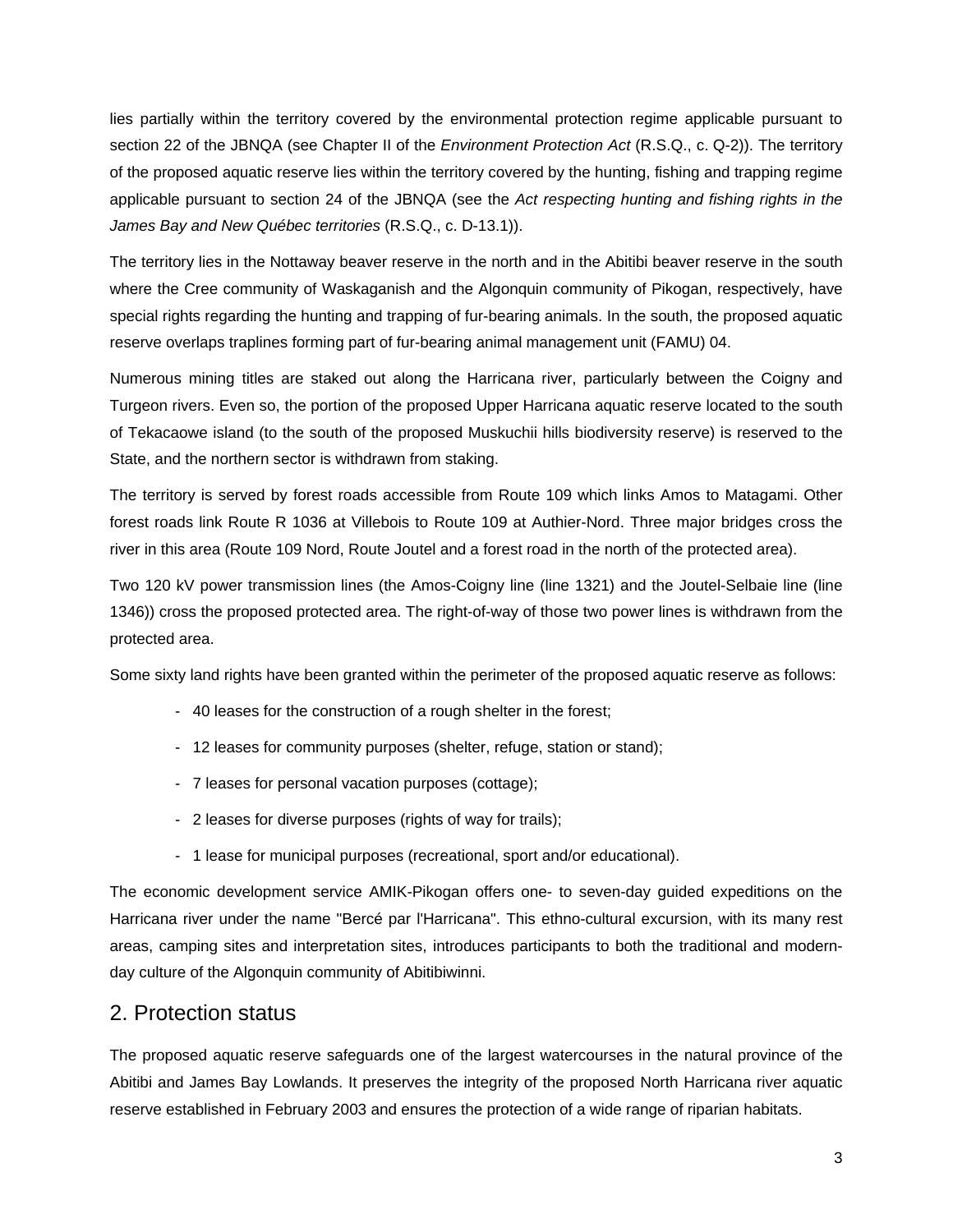lies partially within the territory covered by the environmental protection regime applicable pursuant to section 22 of the JBNQA (see Chapter II of the *Environment Protection Act* (R.S.Q., c. Q-2)). The territory of the proposed aquatic reserve lies within the territory covered by the hunting, fishing and trapping regime applicable pursuant to section 24 of the JBNQA (see the *Act respecting hunting and fishing rights in the James Bay and New Québec territories* (R.S.Q., c. D-13.1)).

The territory lies in the Nottaway beaver reserve in the north and in the Abitibi beaver reserve in the south where the Cree community of Waskaganish and the Algonquin community of Pikogan, respectively, have special rights regarding the hunting and trapping of fur-bearing animals. In the south, the proposed aquatic reserve overlaps traplines forming part of fur-bearing animal management unit (FAMU) 04.

Numerous mining titles are staked out along the Harricana river, particularly between the Coigny and Turgeon rivers. Even so, the portion of the proposed Upper Harricana aquatic reserve located to the south of Tekacaowe island (to the south of the proposed Muskuchii hills biodiversity reserve) is reserved to the State, and the northern sector is withdrawn from staking.

The territory is served by forest roads accessible from Route 109 which links Amos to Matagami. Other forest roads link Route R 1036 at Villebois to Route 109 at Authier-Nord. Three major bridges cross the river in this area (Route 109 Nord, Route Joutel and a forest road in the north of the protected area).

Two 120 kV power transmission lines (the Amos-Coigny line (line 1321) and the Joutel-Selbaie line (line 1346)) cross the proposed protected area. The right-of-way of those two power lines is withdrawn from the protected area.

Some sixty land rights have been granted within the perimeter of the proposed aquatic reserve as follows:

- 40 leases for the construction of a rough shelter in the forest;
- 12 leases for community purposes (shelter, refuge, station or stand);
- 7 leases for personal vacation purposes (cottage);
- 2 leases for diverse purposes (rights of way for trails);
- 1 lease for municipal purposes (recreational, sport and/or educational).

The economic development service AMIK-Pikogan offers one- to seven-day guided expeditions on the Harricana river under the name "Bercé par l'Harricana". This ethno-cultural excursion, with its many rest areas, camping sites and interpretation sites, introduces participants to both the traditional and modern-day culture of the Algonquin community of Abitibiwinni.

## 2. Protection status

The proposed aquatic reserve safeguards one of the largest watercourses in the natural province of the Abitibi and James Bay Lowlands. It preserves the integrity of the proposed North Harricana river aquatic reserve established in February 2003 and ensures the protection of a wide range of riparian habitats.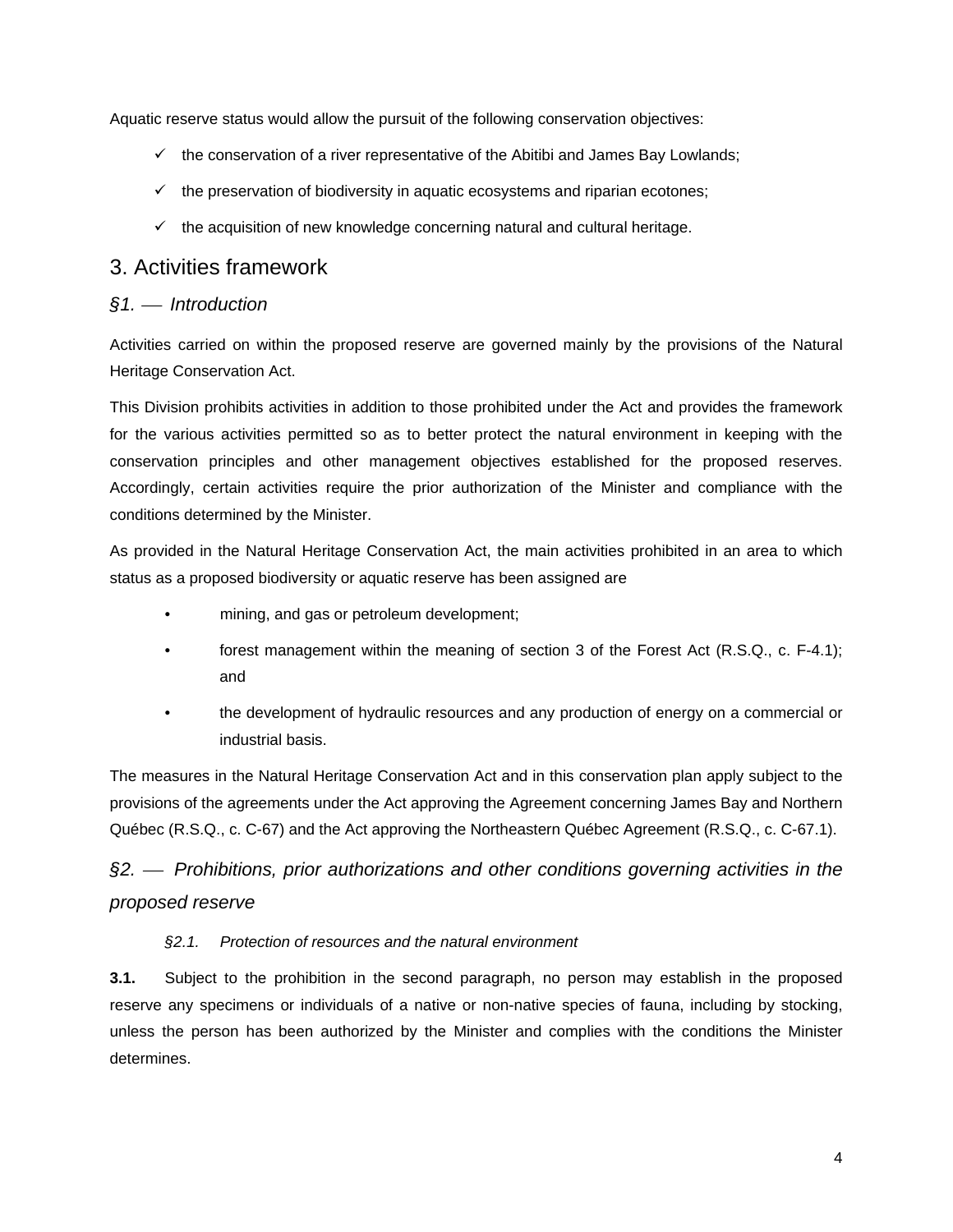Aquatic reserve status would allow the pursuit of the following conservation objectives:

- ✓ the conservation of a river representative of the Abitibi and James Bay Lowlands;
- ✓ the preservation of biodiversity in aquatic ecosystems and riparian ecotones;
- ✓ the acquisition of new knowledge concerning natural and cultural heritage.

## 3. Activities framework

### *§1. — Introduction*

Activities carried on within the proposed reserve are governed mainly by the provisions of the Natural Heritage Conservation Act.

This Division prohibits activities in addition to those prohibited under the Act and provides the framework for the various activities permitted so as to better protect the natural environment in keeping with the conservation principles and other management objectives established for the proposed reserves. Accordingly, certain activities require the prior authorization of the Minister and compliance with the conditions determined by the Minister.

As provided in the Natural Heritage Conservation Act, the main activities prohibited in an area to which status as a proposed biodiversity or aquatic reserve has been assigned are

- mining, and gas or petroleum development;
- forest management within the meaning of section 3 of the Forest Act (R.S.Q., c. F-4.1); and
- the development of hydraulic resources and any production of energy on a commercial or industrial basis.

The measures in the Natural Heritage Conservation Act and in this conservation plan apply subject to the provisions of the agreements under the Act approving the Agreement concerning James Bay and Northern Québec (R.S.Q., c. C-67) and the Act approving the Northeastern Québec Agreement (R.S.Q., c. C-67.1).

### *§2. — Prohibitions, prior authorizations and other conditions governing activities in the proposed reserve*

#### *§2.1. Protection of resources and the natural environment*

**3.1.** Subject to the prohibition in the second paragraph, no person may establish in the proposed reserve any specimens or individuals of a native or non-native species of fauna, including by stocking, unless the person has been authorized by the Minister and complies with the conditions the Minister determines.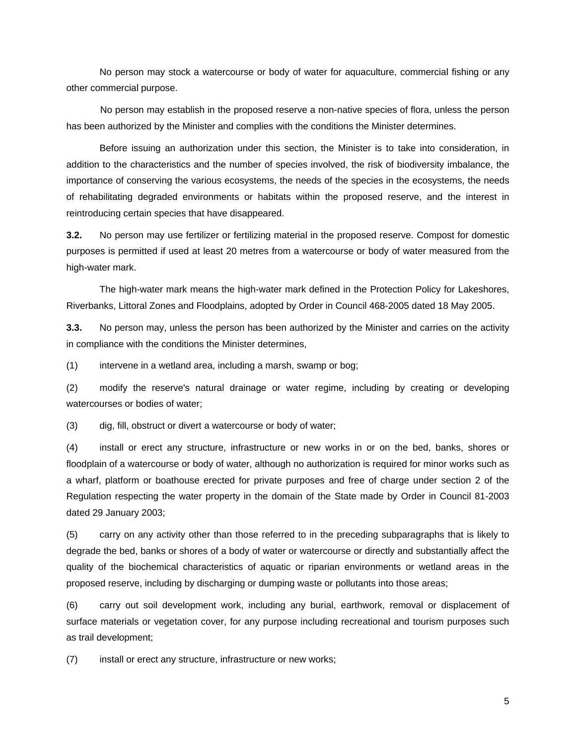No person may stock a watercourse or body of water for aquaculture, commercial fishing or any other commercial purpose.

No person may establish in the proposed reserve a non-native species of flora, unless the person has been authorized by the Minister and complies with the conditions the Minister determines.

Before issuing an authorization under this section, the Minister is to take into consideration, in addition to the characteristics and the number of species involved, the risk of biodiversity imbalance, the importance of conserving the various ecosystems, the needs of the species in the ecosystems, the needs of rehabilitating degraded environments or habitats within the proposed reserve, and the interest in reintroducing certain species that have disappeared.

**3.2.** No person may use fertilizer or fertilizing material in the proposed reserve. Compost for domestic purposes is permitted if used at least 20 metres from a watercourse or body of water measured from the high-water mark.

The high-water mark means the high-water mark defined in the Protection Policy for Lakeshores, Riverbanks, Littoral Zones and Floodplains, adopted by Order in Council 468-2005 dated 18 May 2005.

**3.3.** No person may, unless the person has been authorized by the Minister and carries on the activity in compliance with the conditions the Minister determines,

(1) intervene in a wetland area, including a marsh, swamp or bog;

(2) modify the reserve's natural drainage or water regime, including by creating or developing watercourses or bodies of water;

(3) dig, fill, obstruct or divert a watercourse or body of water;

(4) install or erect any structure, infrastructure or new works in or on the bed, banks, shores or floodplain of a watercourse or body of water, although no authorization is required for minor works such as a wharf, platform or boathouse erected for private purposes and free of charge under section 2 of the Regulation respecting the water property in the domain of the State made by Order in Council 81-2003 dated 29 January 2003;

(5) carry on any activity other than those referred to in the preceding subparagraphs that is likely to degrade the bed, banks or shores of a body of water or watercourse or directly and substantially affect the quality of the biochemical characteristics of aquatic or riparian environments or wetland areas in the proposed reserve, including by discharging or dumping waste or pollutants into those areas;

(6) carry out soil development work, including any burial, earthwork, removal or displacement of surface materials or vegetation cover, for any purpose including recreational and tourism purposes such as trail development;

(7) install or erect any structure, infrastructure or new works;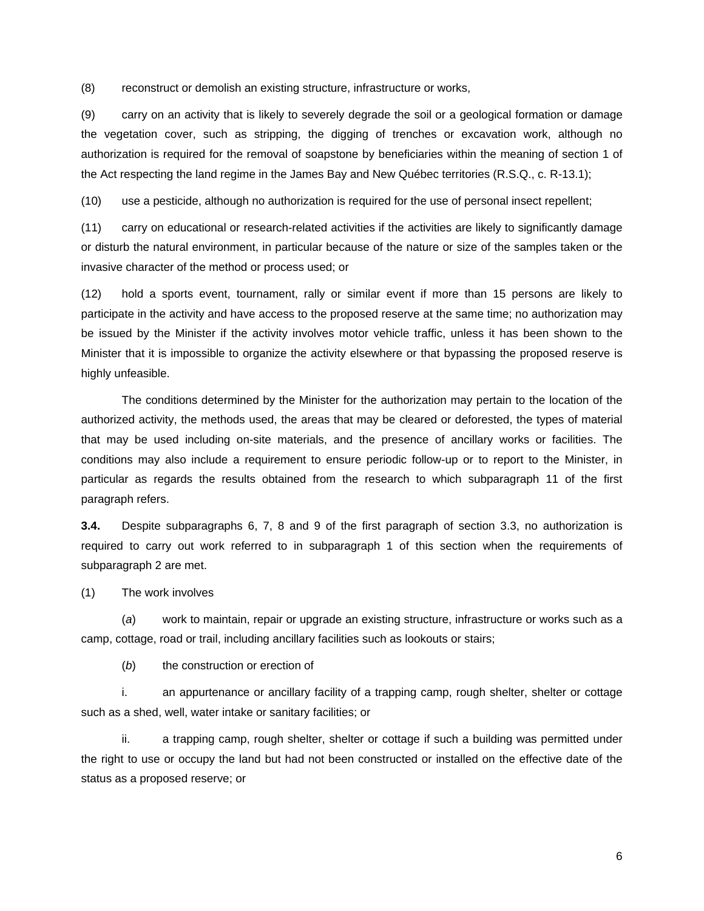(8) reconstruct or demolish an existing structure, infrastructure or works,

(9) carry on an activity that is likely to severely degrade the soil or a geological formation or damage the vegetation cover, such as stripping, the digging of trenches or excavation work, although no authorization is required for the removal of soapstone by beneficiaries within the meaning of section 1 of the Act respecting the land regime in the James Bay and New Québec territories (R.S.Q., c. R-13.1);

(10) use a pesticide, although no authorization is required for the use of personal insect repellent;

(11) carry on educational or research-related activities if the activities are likely to significantly damage or disturb the natural environment, in particular because of the nature or size of the samples taken or the invasive character of the method or process used; or

(12) hold a sports event, tournament, rally or similar event if more than 15 persons are likely to participate in the activity and have access to the proposed reserve at the same time; no authorization may be issued by the Minister if the activity involves motor vehicle traffic, unless it has been shown to the Minister that it is impossible to organize the activity elsewhere or that bypassing the proposed reserve is highly unfeasible.

The conditions determined by the Minister for the authorization may pertain to the location of the authorized activity, the methods used, the areas that may be cleared or deforested, the types of material that may be used including on-site materials, and the presence of ancillary works or facilities. The conditions may also include a requirement to ensure periodic follow-up or to report to the Minister, in particular as regards the results obtained from the research to which subparagraph 11 of the first paragraph refers.

**3.4.** Despite subparagraphs 6, 7, 8 and 9 of the first paragraph of section 3.3, no authorization is required to carry out work referred to in subparagraph 1 of this section when the requirements of subparagraph 2 are met.

(1) The work involves

(*a*) work to maintain, repair or upgrade an existing structure, infrastructure or works such as a camp, cottage, road or trail, including ancillary facilities such as lookouts or stairs;

(*b*) the construction or erection of

i. an appurtenance or ancillary facility of a trapping camp, rough shelter, shelter or cottage such as a shed, well, water intake or sanitary facilities; or

ii. a trapping camp, rough shelter, shelter or cottage if such a building was permitted under the right to use or occupy the land but had not been constructed or installed on the effective date of the status as a proposed reserve; or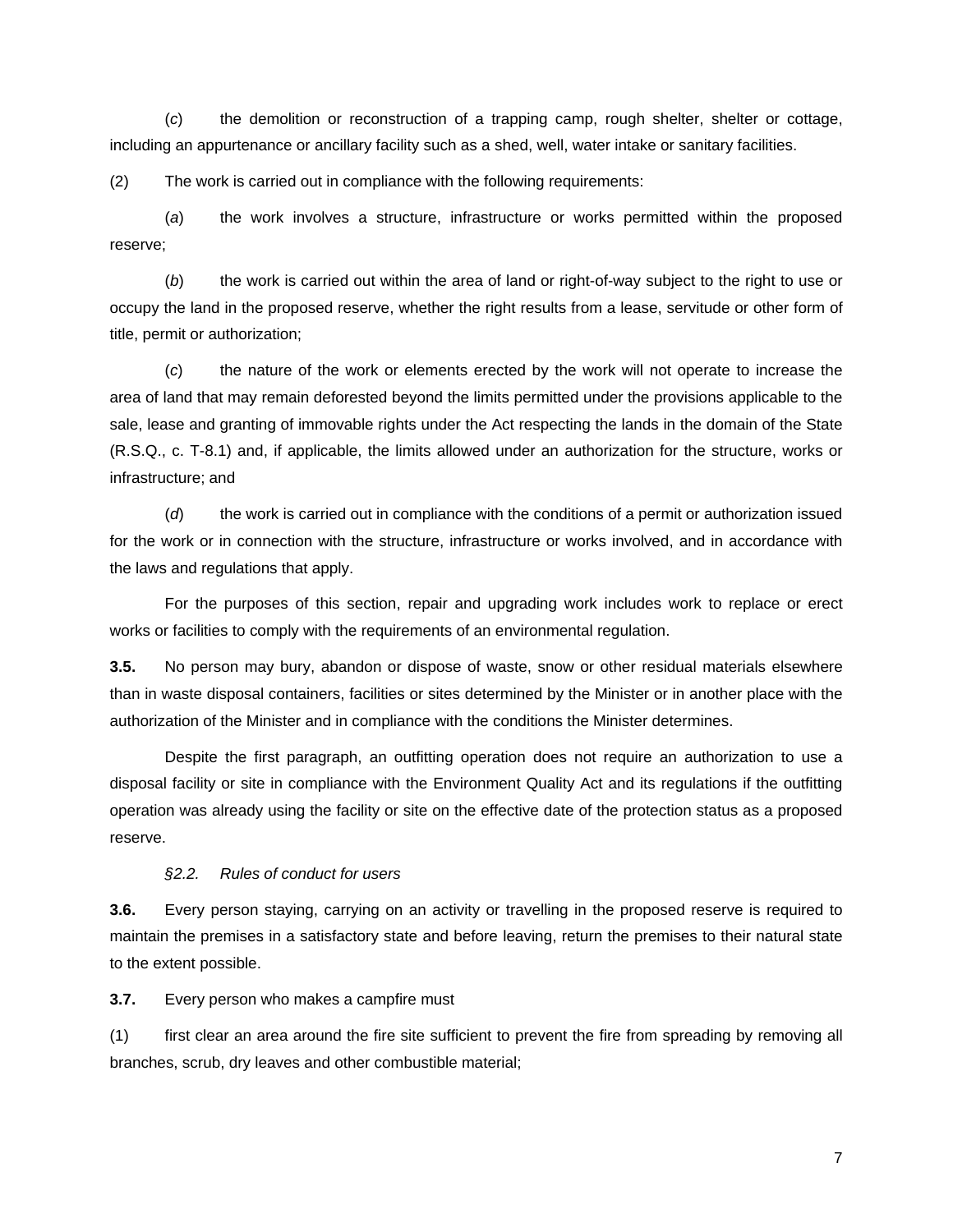(*c*) the demolition or reconstruction of a trapping camp, rough shelter, shelter or cottage, including an appurtenance or ancillary facility such as a shed, well, water intake or sanitary facilities.

(2) The work is carried out in compliance with the following requirements:

(*a*) the work involves a structure, infrastructure or works permitted within the proposed reserve;

(*b*) the work is carried out within the area of land or right-of-way subject to the right to use or occupy the land in the proposed reserve, whether the right results from a lease, servitude or other form of title, permit or authorization;

(*c*) the nature of the work or elements erected by the work will not operate to increase the area of land that may remain deforested beyond the limits permitted under the provisions applicable to the sale, lease and granting of immovable rights under the Act respecting the lands in the domain of the State (R.S.Q., c. T-8.1) and, if applicable, the limits allowed under an authorization for the structure, works or infrastructure; and

(*d*) the work is carried out in compliance with the conditions of a permit or authorization issued for the work or in connection with the structure, infrastructure or works involved, and in accordance with the laws and regulations that apply.

For the purposes of this section, repair and upgrading work includes work to replace or erect works or facilities to comply with the requirements of an environmental regulation.

**3.5.** No person may bury, abandon or dispose of waste, snow or other residual materials elsewhere than in waste disposal containers, facilities or sites determined by the Minister or in another place with the authorization of the Minister and in compliance with the conditions the Minister determines.

Despite the first paragraph, an outfitting operation does not require an authorization to use a disposal facility or site in compliance with the Environment Quality Act and its regulations if the outfitting operation was already using the facility or site on the effective date of the protection status as a proposed reserve.

*§2.2. Rules of conduct for users*

**3.6.** Every person staying, carrying on an activity or travelling in the proposed reserve is required to maintain the premises in a satisfactory state and before leaving, return the premises to their natural state to the extent possible.

**3.7.** Every person who makes a campfire must

(1) first clear an area around the fire site sufficient to prevent the fire from spreading by removing all branches, scrub, dry leaves and other combustible material;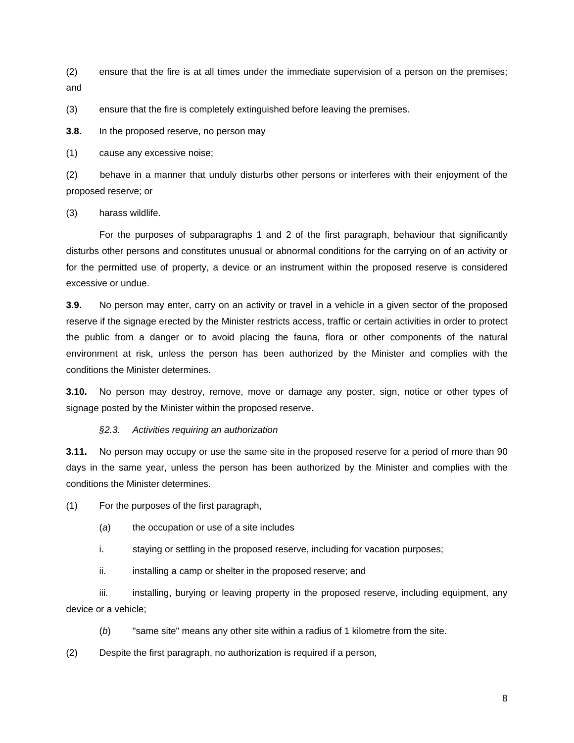(2) ensure that the fire is at all times under the immediate supervision of a person on the premises; and

(3) ensure that the fire is completely extinguished before leaving the premises.

**3.8.** In the proposed reserve, no person may

(1) cause any excessive noise;

(2) behave in a manner that unduly disturbs other persons or interferes with their enjoyment of the proposed reserve; or

(3) harass wildlife.

For the purposes of subparagraphs 1 and 2 of the first paragraph, behaviour that significantly disturbs other persons and constitutes unusual or abnormal conditions for the carrying on of an activity or for the permitted use of property, a device or an instrument within the proposed reserve is considered excessive or undue.

**3.9.** No person may enter, carry on an activity or travel in a vehicle in a given sector of the proposed reserve if the signage erected by the Minister restricts access, traffic or certain activities in order to protect the public from a danger or to avoid placing the fauna, flora or other components of the natural environment at risk, unless the person has been authorized by the Minister and complies with the conditions the Minister determines.

**3.10.** No person may destroy, remove, move or damage any poster, sign, notice or other types of signage posted by the Minister within the proposed reserve.

*§2.3. Activities requiring an authorization*

**3.11.** No person may occupy or use the same site in the proposed reserve for a period of more than 90 days in the same year, unless the person has been authorized by the Minister and complies with the conditions the Minister determines.

(1) For the purposes of the first paragraph,

(*a*) the occupation or use of a site includes

i. staying or settling in the proposed reserve, including for vacation purposes;

ii. installing a camp or shelter in the proposed reserve; and

iii. installing, burying or leaving property in the proposed reserve, including equipment, any device or a vehicle;

(*b*) "same site" means any other site within a radius of 1 kilometre from the site.

(2) Despite the first paragraph, no authorization is required if a person,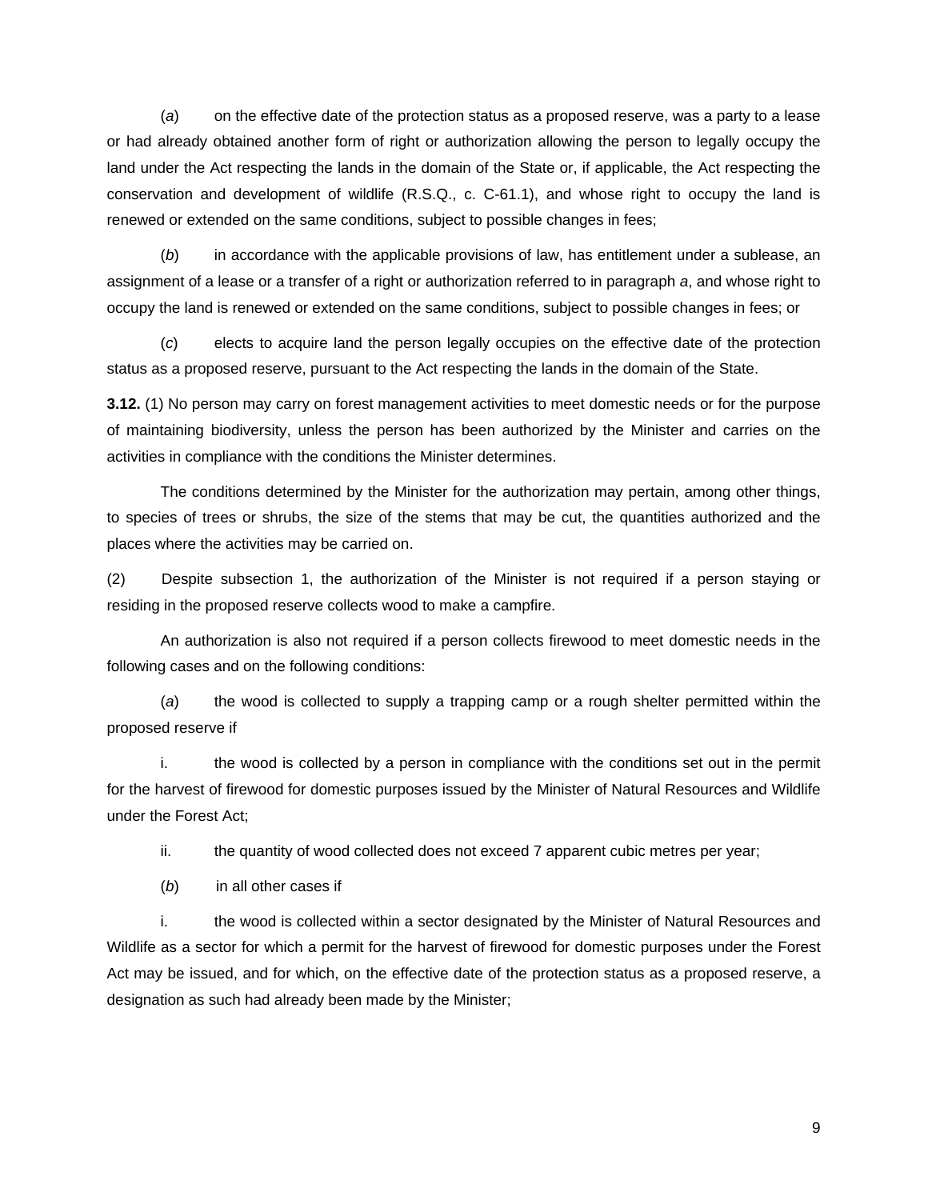(*a*) on the effective date of the protection status as a proposed reserve, was a party to a lease or had already obtained another form of right or authorization allowing the person to legally occupy the land under the Act respecting the lands in the domain of the State or, if applicable, the Act respecting the conservation and development of wildlife (R.S.Q., c. C-61.1), and whose right to occupy the land is renewed or extended on the same conditions, subject to possible changes in fees;

(*b*) in accordance with the applicable provisions of law, has entitlement under a sublease, an assignment of a lease or a transfer of a right or authorization referred to in paragraph *a*, and whose right to occupy the land is renewed or extended on the same conditions, subject to possible changes in fees; or

(*c*) elects to acquire land the person legally occupies on the effective date of the protection status as a proposed reserve, pursuant to the Act respecting the lands in the domain of the State.

**3.12.** (1) No person may carry on forest management activities to meet domestic needs or for the purpose of maintaining biodiversity, unless the person has been authorized by the Minister and carries on the activities in compliance with the conditions the Minister determines.

The conditions determined by the Minister for the authorization may pertain, among other things, to species of trees or shrubs, the size of the stems that may be cut, the quantities authorized and the places where the activities may be carried on.

(2) Despite subsection 1, the authorization of the Minister is not required if a person staying or residing in the proposed reserve collects wood to make a campfire.

An authorization is also not required if a person collects firewood to meet domestic needs in the following cases and on the following conditions:

(*a*) the wood is collected to supply a trapping camp or a rough shelter permitted within the proposed reserve if

i. the wood is collected by a person in compliance with the conditions set out in the permit for the harvest of firewood for domestic purposes issued by the Minister of Natural Resources and Wildlife under the Forest Act;

ii. the quantity of wood collected does not exceed 7 apparent cubic metres per year;

(*b*) in all other cases if

i. the wood is collected within a sector designated by the Minister of Natural Resources and Wildlife as a sector for which a permit for the harvest of firewood for domestic purposes under the Forest Act may be issued, and for which, on the effective date of the protection status as a proposed reserve, a designation as such had already been made by the Minister;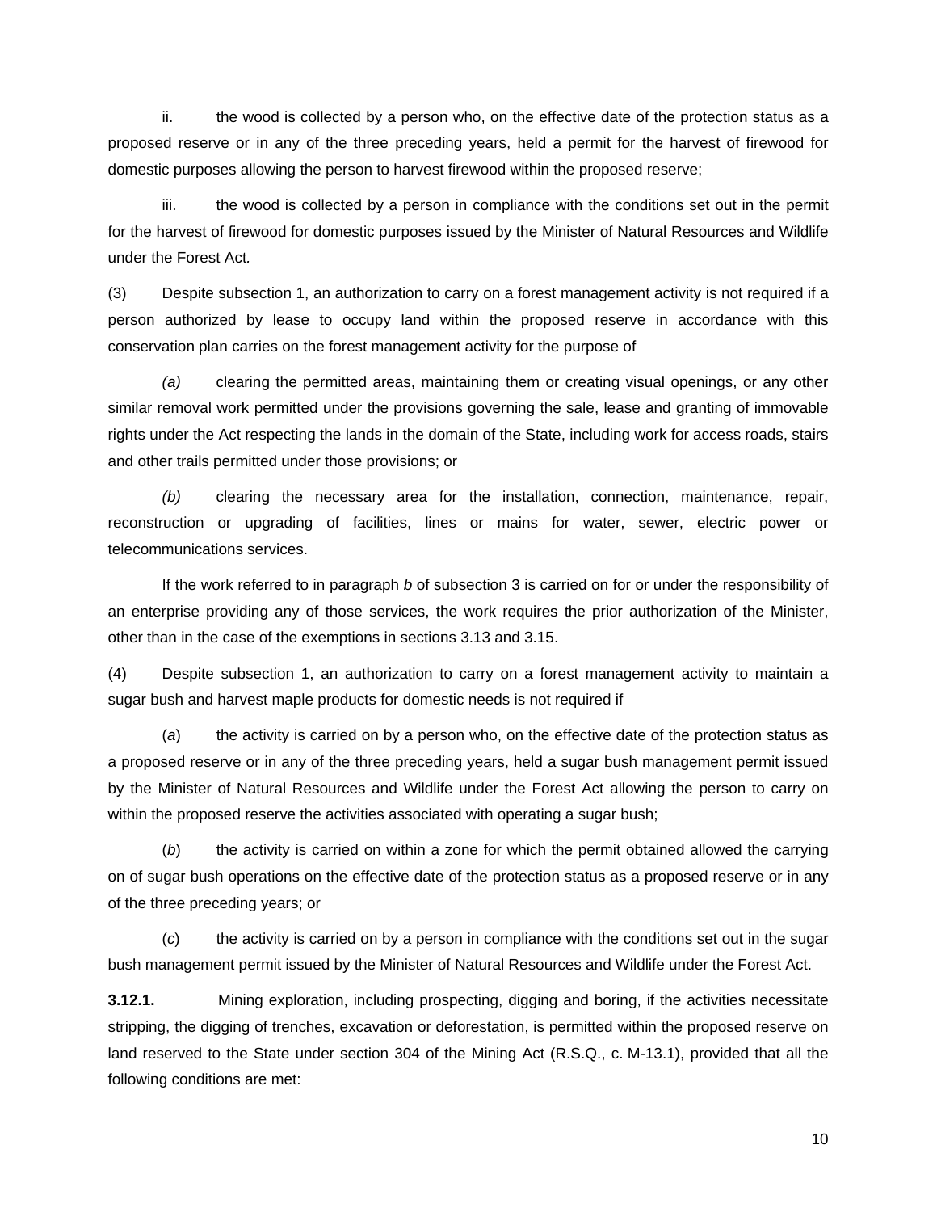ii. the wood is collected by a person who, on the effective date of the protection status as a proposed reserve or in any of the three preceding years, held a permit for the harvest of firewood for domestic purposes allowing the person to harvest firewood within the proposed reserve;

iii. the wood is collected by a person in compliance with the conditions set out in the permit for the harvest of firewood for domestic purposes issued by the Minister of Natural Resources and Wildlife under the Forest Act*.*

(3) Despite subsection 1, an authorization to carry on a forest management activity is not required if a person authorized by lease to occupy land within the proposed reserve in accordance with this conservation plan carries on the forest management activity for the purpose of

*(a)* clearing the permitted areas, maintaining them or creating visual openings, or any other similar removal work permitted under the provisions governing the sale, lease and granting of immovable rights under the Act respecting the lands in the domain of the State, including work for access roads, stairs and other trails permitted under those provisions; or

*(b)* clearing the necessary area for the installation, connection, maintenance, repair, reconstruction or upgrading of facilities, lines or mains for water, sewer, electric power or telecommunications services.

If the work referred to in paragraph *b* of subsection 3 is carried on for or under the responsibility of an enterprise providing any of those services, the work requires the prior authorization of the Minister, other than in the case of the exemptions in sections 3.13 and 3.15.

(4) Despite subsection 1, an authorization to carry on a forest management activity to maintain a sugar bush and harvest maple products for domestic needs is not required if

(*a*) the activity is carried on by a person who, on the effective date of the protection status as a proposed reserve or in any of the three preceding years, held a sugar bush management permit issued by the Minister of Natural Resources and Wildlife under the Forest Act allowing the person to carry on within the proposed reserve the activities associated with operating a sugar bush;

(*b*) the activity is carried on within a zone for which the permit obtained allowed the carrying on of sugar bush operations on the effective date of the protection status as a proposed reserve or in any of the three preceding years; or

(*c*) the activity is carried on by a person in compliance with the conditions set out in the sugar bush management permit issued by the Minister of Natural Resources and Wildlife under the Forest Act.

**3.12.1.** Mining exploration, including prospecting, digging and boring, if the activities necessitate stripping, the digging of trenches, excavation or deforestation, is permitted within the proposed reserve on land reserved to the State under section 304 of the Mining Act (R.S.Q., c. M-13.1), provided that all the following conditions are met: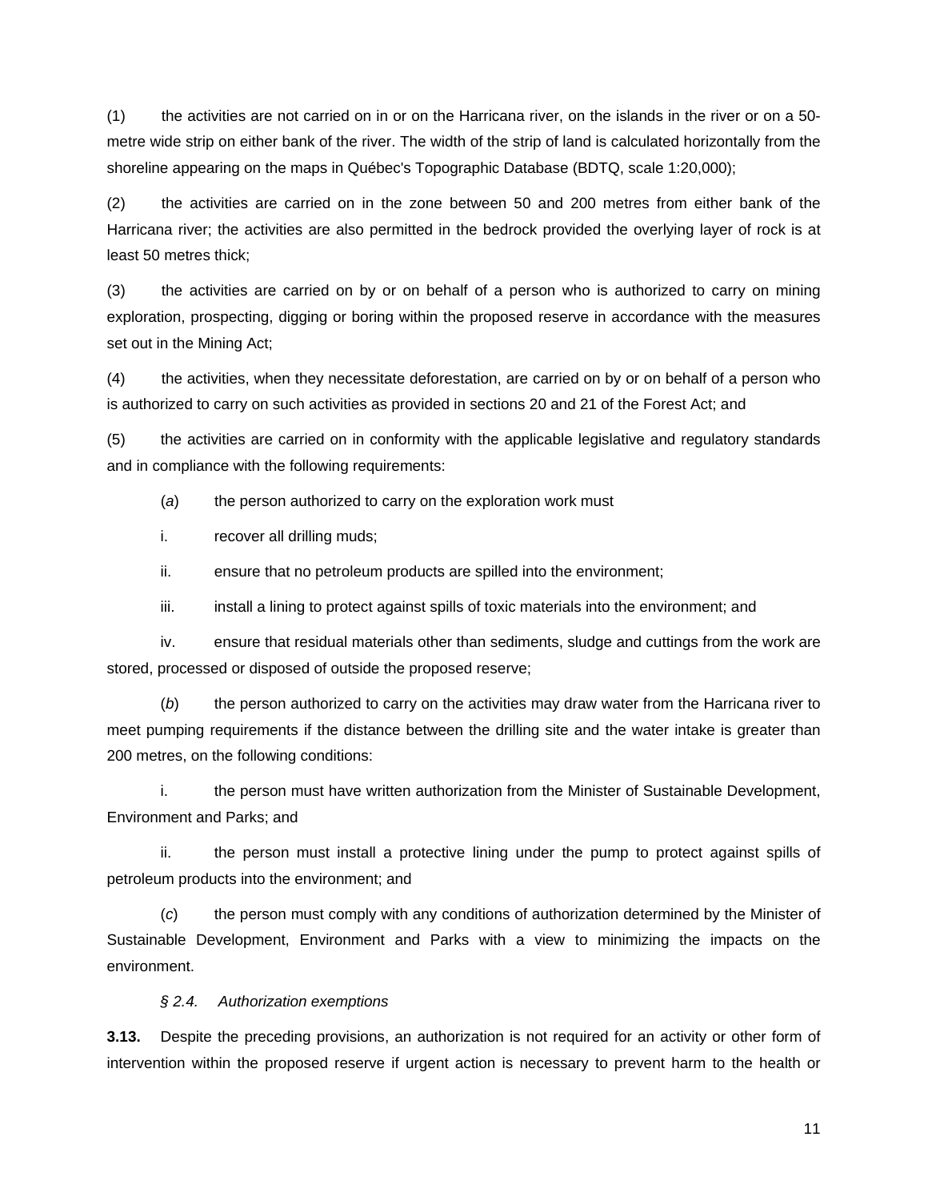(1) the activities are not carried on in or on the Harricana river, on the islands in the river or on a 50-metre wide strip on either bank of the river. The width of the strip of land is calculated horizontally from the shoreline appearing on the maps in Québec's Topographic Database (BDTQ, scale 1:20,000);

(2) the activities are carried on in the zone between 50 and 200 metres from either bank of the Harricana river; the activities are also permitted in the bedrock provided the overlying layer of rock is at least 50 metres thick;

(3) the activities are carried on by or on behalf of a person who is authorized to carry on mining exploration, prospecting, digging or boring within the proposed reserve in accordance with the measures set out in the Mining Act;

(4) the activities, when they necessitate deforestation, are carried on by or on behalf of a person who is authorized to carry on such activities as provided in sections 20 and 21 of the Forest Act; and

(5) the activities are carried on in conformity with the applicable legislative and regulatory standards and in compliance with the following requirements:

(*a*) the person authorized to carry on the exploration work must

i. recover all drilling muds;

ii. ensure that no petroleum products are spilled into the environment;

iii. install a lining to protect against spills of toxic materials into the environment; and

iv. ensure that residual materials other than sediments, sludge and cuttings from the work are stored, processed or disposed of outside the proposed reserve;

(*b*) the person authorized to carry on the activities may draw water from the Harricana river to meet pumping requirements if the distance between the drilling site and the water intake is greater than 200 metres, on the following conditions:

i. the person must have written authorization from the Minister of Sustainable Development, Environment and Parks; and

ii. the person must install a protective lining under the pump to protect against spills of petroleum products into the environment; and

(*c*) the person must comply with any conditions of authorization determined by the Minister of Sustainable Development, Environment and Parks with a view to minimizing the impacts on the environment.

*§ 2.4. Authorization exemptions*

**3.13.** Despite the preceding provisions, an authorization is not required for an activity or other form of intervention within the proposed reserve if urgent action is necessary to prevent harm to the health or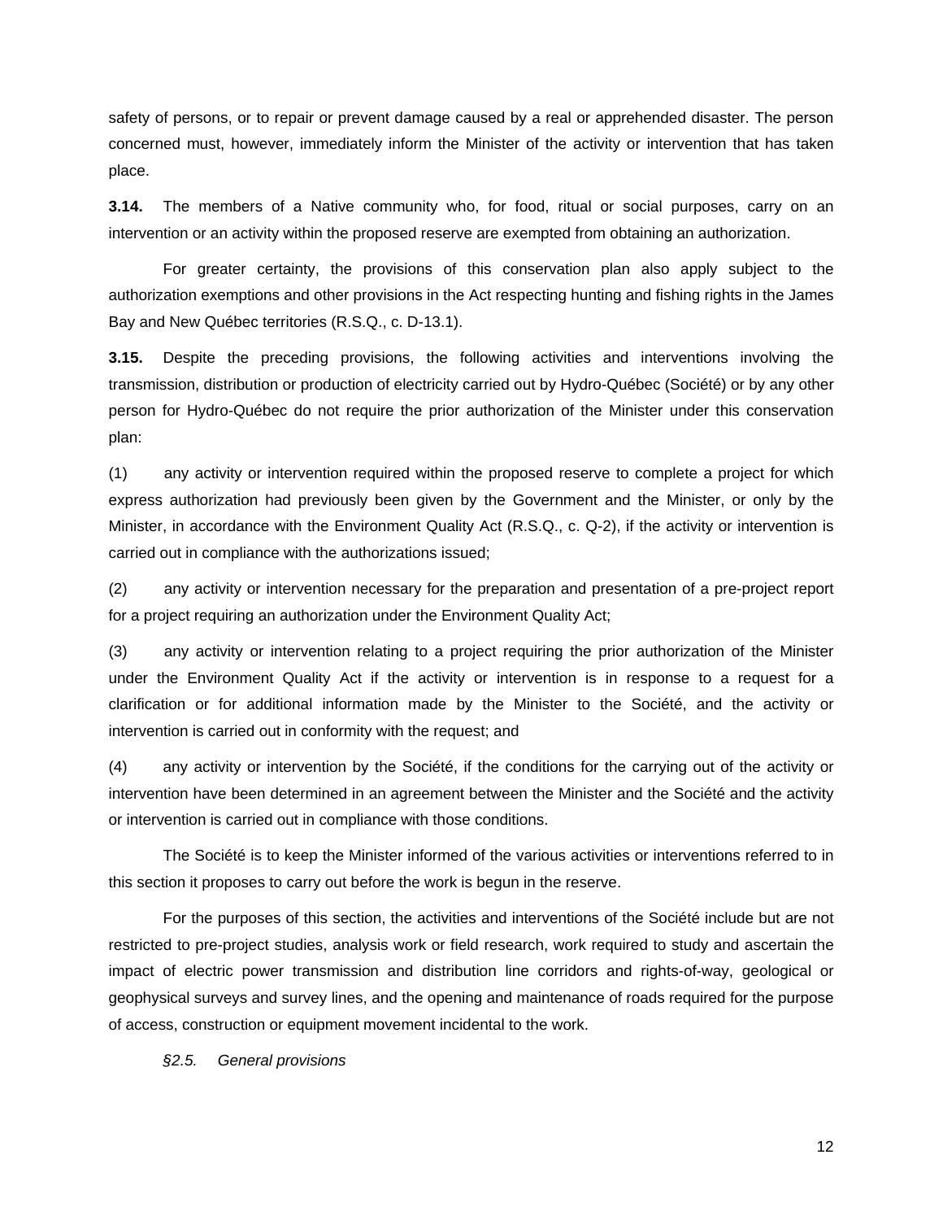safety of persons, or to repair or prevent damage caused by a real or apprehended disaster. The person concerned must, however, immediately inform the Minister of the activity or intervention that has taken place.

**3.14.** The members of a Native community who, for food, ritual or social purposes, carry on an intervention or an activity within the proposed reserve are exempted from obtaining an authorization.

For greater certainty, the provisions of this conservation plan also apply subject to the authorization exemptions and other provisions in the Act respecting hunting and fishing rights in the James Bay and New Québec territories (R.S.Q., c. D-13.1).

**3.15.** Despite the preceding provisions, the following activities and interventions involving the transmission, distribution or production of electricity carried out by Hydro-Québec (Société) or by any other person for Hydro-Québec do not require the prior authorization of the Minister under this conservation plan:

(1) any activity or intervention required within the proposed reserve to complete a project for which express authorization had previously been given by the Government and the Minister, or only by the Minister, in accordance with the Environment Quality Act (R.S.Q., c. Q-2), if the activity or intervention is carried out in compliance with the authorizations issued;

(2) any activity or intervention necessary for the preparation and presentation of a pre-project report for a project requiring an authorization under the Environment Quality Act;

(3) any activity or intervention relating to a project requiring the prior authorization of the Minister under the Environment Quality Act if the activity or intervention is in response to a request for a clarification or for additional information made by the Minister to the Société, and the activity or intervention is carried out in conformity with the request; and

(4) any activity or intervention by the Société, if the conditions for the carrying out of the activity or intervention have been determined in an agreement between the Minister and the Société and the activity or intervention is carried out in compliance with those conditions.

The Société is to keep the Minister informed of the various activities or interventions referred to in this section it proposes to carry out before the work is begun in the reserve.

For the purposes of this section, the activities and interventions of the Société include but are not restricted to pre-project studies, analysis work or field research, work required to study and ascertain the impact of electric power transmission and distribution line corridors and rights-of-way, geological or geophysical surveys and survey lines, and the opening and maintenance of roads required for the purpose of access, construction or equipment movement incidental to the work.

*§2.5. General provisions*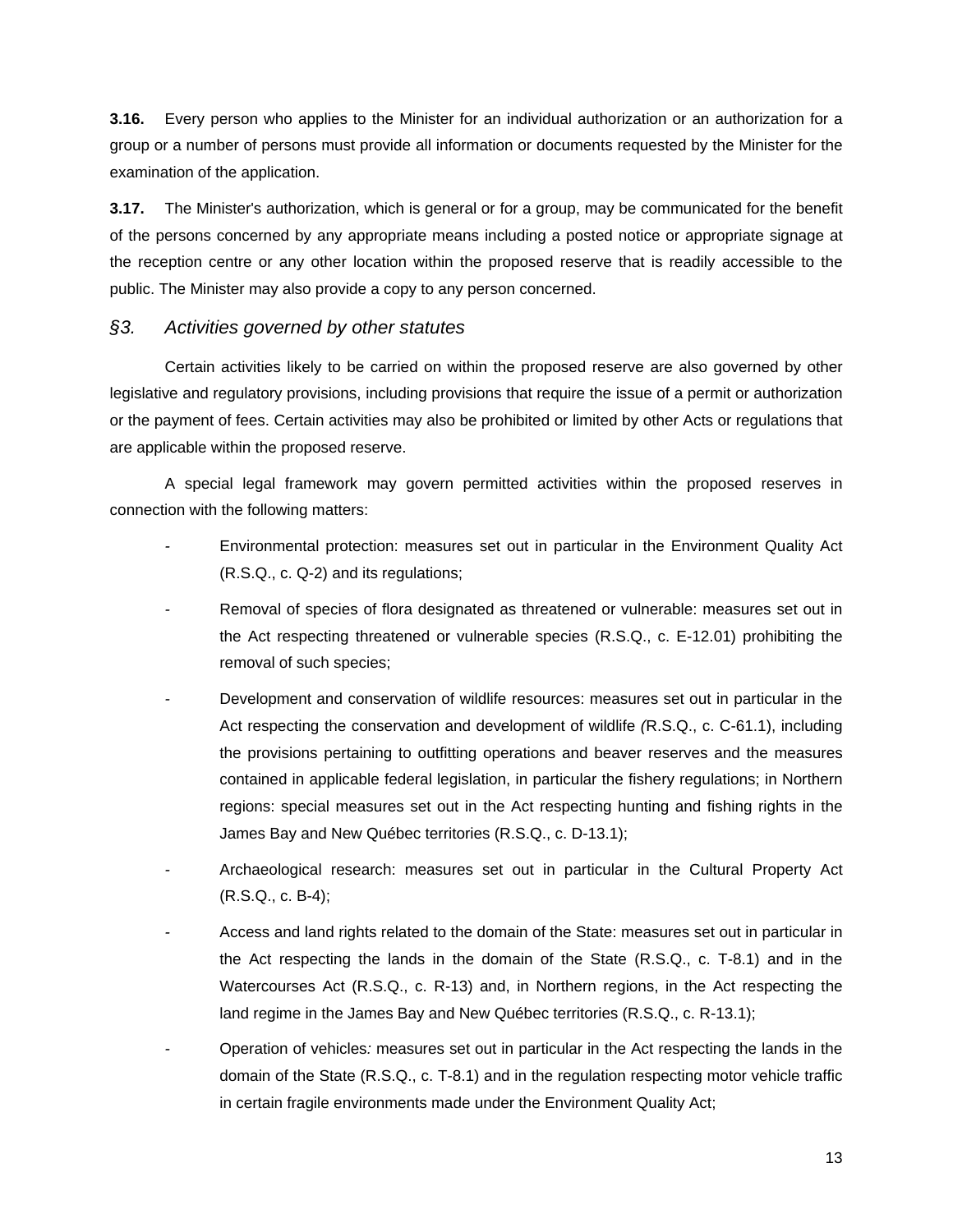**3.16.** Every person who applies to the Minister for an individual authorization or an authorization for a group or a number of persons must provide all information or documents requested by the Minister for the examination of the application.

**3.17.** The Minister's authorization, which is general or for a group, may be communicated for the benefit of the persons concerned by any appropriate means including a posted notice or appropriate signage at the reception centre or any other location within the proposed reserve that is readily accessible to the public. The Minister may also provide a copy to any person concerned.

### *§3. Activities governed by other statutes*

Certain activities likely to be carried on within the proposed reserve are also governed by other legislative and regulatory provisions, including provisions that require the issue of a permit or authorization or the payment of fees. Certain activities may also be prohibited or limited by other Acts or regulations that are applicable within the proposed reserve.

A special legal framework may govern permitted activities within the proposed reserves in connection with the following matters:

- Environmental protection: measures set out in particular in the Environment Quality Act (R.S.Q., c. Q-2) and its regulations;
- Removal of species of flora designated as threatened or vulnerable: measures set out in the Act respecting threatened or vulnerable species (R.S.Q., c. E-12.01) prohibiting the removal of such species;
- Development and conservation of wildlife resources: measures set out in particular in the Act respecting the conservation and development of wildlife *(*R.S.Q., c. C-61.1), including the provisions pertaining to outfitting operations and beaver reserves and the measures contained in applicable federal legislation, in particular the fishery regulations; in Northern regions: special measures set out in the Act respecting hunting and fishing rights in the James Bay and New Québec territories (R.S.Q., c. D-13.1);
- Archaeological research: measures set out in particular in the Cultural Property Act (R.S.Q., c. B-4);
- Access and land rights related to the domain of the State: measures set out in particular in the Act respecting the lands in the domain of the State (R.S.Q., c. T-8.1) and in the Watercourses Act (R.S.Q., c. R-13) and, in Northern regions, in the Act respecting the land regime in the James Bay and New Québec territories (R.S.Q., c. R-13.1);
- Operation of vehicles*:* measures set out in particular in the Act respecting the lands in the domain of the State (R.S.Q., c. T-8.1) and in the regulation respecting motor vehicle traffic in certain fragile environments made under the Environment Quality Act;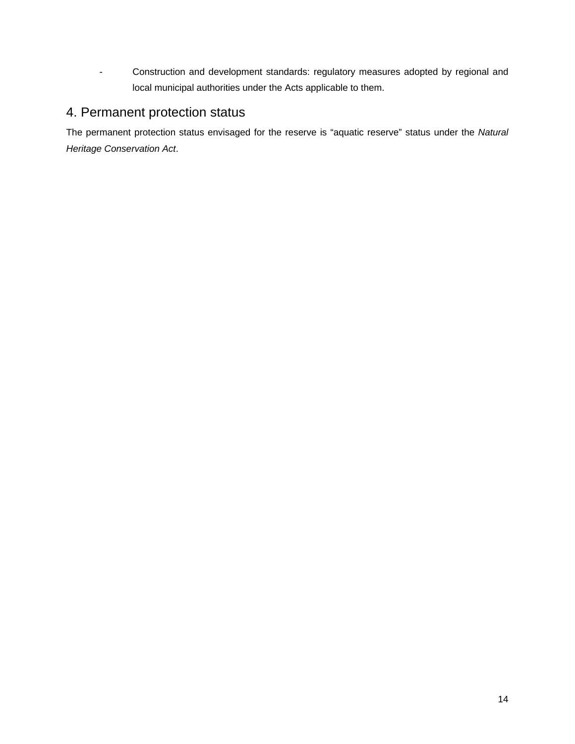- Construction and development standards: regulatory measures adopted by regional and local municipal authorities under the Acts applicable to them.

## 4. Permanent protection status

The permanent protection status envisaged for the reserve is “aquatic reserve” status under the *Natural Heritage Conservation Act*.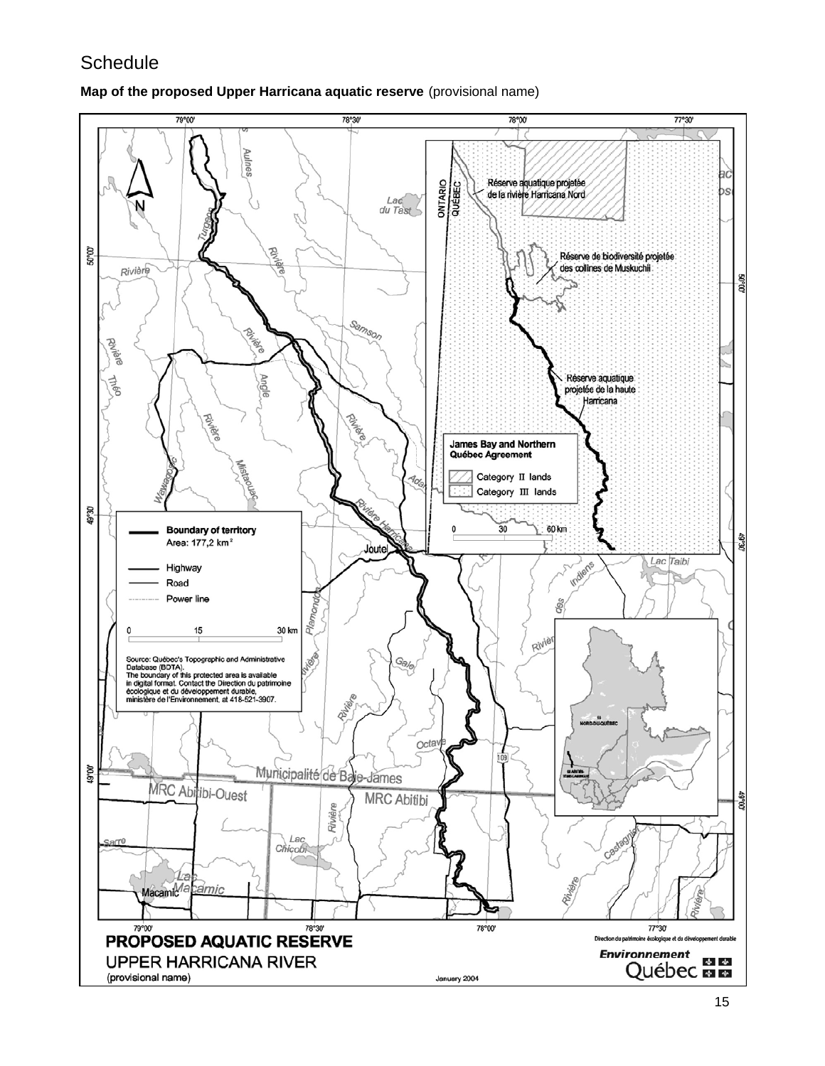# Schedule

**Map of the proposed Upper Harricana aquatic reserve** (provisional name)

PROPOSED AQUATIC RESERVE

UPPER HARRICANA RIVER

(provisional name)

January 2004

Boundary of territory

Area: 177,2 km²

Highway

Road

Power line

0 15 30 km

Source: Québec's Topographic and Administrative Database (BDTA).
The boundary of this protected area is available in digital format. Contact the Direction du patrimoine écologique et du développement durable, ministère de l'Environnement, at 418-521-3907.

James Bay and Northern Québec Agreement

Category II lands

Category III lands

Réserve aquatique projetée de la rivière Harricana Nord

Réserve de biodiversité projetée des collines de Muskuchii

Réserve aquatique projetée de la haute Harricana

Direction du patrimoine écologique et du développement durable

Environnement Québec